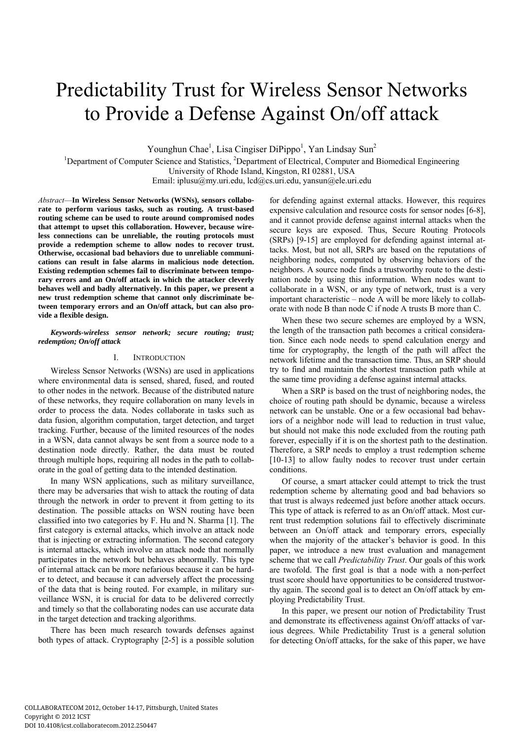# Predictability Trust for Wireless Sensor Networks to Provide a Defense Against On/off attack

Younghun Chae[1], Lisa Cingiser DiPippo[1], Yan Lindsay Sun[2]

[1]Department of Computer Science and Statistics, [2]Department of Electrical, Computer and Biomedical Engineering
University of Rhode Island, Kingston, RI 02881, USA
Email: iplusu@my.uri.edu, lcd@cs.uri.edu, yansun@ele.uri.edu

*Abstract*—**In Wireless Sensor Networks (WSNs), sensors collaborate to perform various tasks, such as routing. A trust-based routing scheme can be used to route around compromised nodes that attempt to upset this collaboration. However, because wireless connections can be unreliable, the routing protocols must provide a redemption scheme to allow nodes to recover trust. Otherwise, occasional bad behaviors due to unreliable communications can result in false alarms in malicious node detection. Existing redemption schemes fail to discriminate between temporary errors and an On/off attack in which the attacker cleverly behaves well and badly alternatively. In this paper, we present a new trust redemption scheme that cannot only discriminate between temporary errors and an On/off attack, but can also provide a flexible design.**

***Keywords-wireless sensor network; secure routing; trust; redemption; On/off attack***

## I. Introduction

Wireless Sensor Networks (WSNs) are used in applications where environmental data is sensed, shared, fused, and routed to other nodes in the network. Because of the distributed nature of these networks, they require collaboration on many levels in order to process the data. Nodes collaborate in tasks such as data fusion, algorithm computation, target detection, and target tracking. Further, because of the limited resources of the nodes in a WSN, data cannot always be sent from a source node to a destination node directly. Rather, the data must be routed through multiple hops, requiring all nodes in the path to collaborate in the goal of getting data to the intended destination.

In many WSN applications, such as military surveillance, there may be adversaries that wish to attack the routing of data through the network in order to prevent it from getting to its destination. The possible attacks on WSN routing have been classified into two categories by F. Hu and N. Sharma [1]. The first category is external attacks, which involve an attack node that is injecting or extracting information. The second category is internal attacks, which involve an attack node that normally participates in the network but behaves abnormally. This type of internal attack can be more nefarious because it can be harder to detect, and because it can adversely affect the processing of the data that is being routed. For example, in military surveillance WSN, it is crucial for data to be delivered correctly and timely so that the collaborating nodes can use accurate data in the target detection and tracking algorithms.

There has been much research towards defenses against both types of attack. Cryptography [2-5] is a possible solution for defending against external attacks. However, this requires expensive calculation and resource costs for sensor nodes [6-8], and it cannot provide defense against internal attacks when the secure keys are exposed. Thus, Secure Routing Protocols (SRPs) [9-15] are employed for defending against internal attacks. Most, but not all, SRPs are based on the reputations of neighboring nodes, computed by observing behaviors of the neighbors. A source node finds a trustworthy route to the destination node by using this information. When nodes want to collaborate in a WSN, or any type of network, trust is a very important characteristic – node A will be more likely to collaborate with node B than node C if node A trusts B more than C.

When these two secure schemes are employed by a WSN, the length of the transaction path becomes a critical consideration. Since each node needs to spend calculation energy and time for cryptography, the length of the path will affect the network lifetime and the transaction time. Thus, an SRP should try to find and maintain the shortest transaction path while at the same time providing a defense against internal attacks.

When a SRP is based on the trust of neighboring nodes, the choice of routing path should be dynamic, because a wireless network can be unstable. One or a few occasional bad behaviors of a neighbor node will lead to reduction in trust value, but should not make this node excluded from the routing path forever, especially if it is on the shortest path to the destination. Therefore, a SRP needs to employ a trust redemption scheme [10-13] to allow faulty nodes to recover trust under certain conditions.

Of course, a smart attacker could attempt to trick the trust redemption scheme by alternating good and bad behaviors so that trust is always redeemed just before another attack occurs. This type of attack is referred to as an On/off attack. Most current trust redemption solutions fail to effectively discriminate between an On/off attack and temporary errors, especially when the majority of the attacker's behavior is good. In this paper, we introduce a new trust evaluation and management scheme that we call *Predictability Trust*. Our goals of this work are twofold. The first goal is that a node with a non-perfect trust score should have opportunities to be considered trustworthy again. The second goal is to detect an On/off attack by employing Predictability Trust.

In this paper, we present our notion of Predictability Trust and demonstrate its effectiveness against On/off attacks of various degrees. While Predictability Trust is a general solution for detecting On/off attacks, for the sake of this paper, we have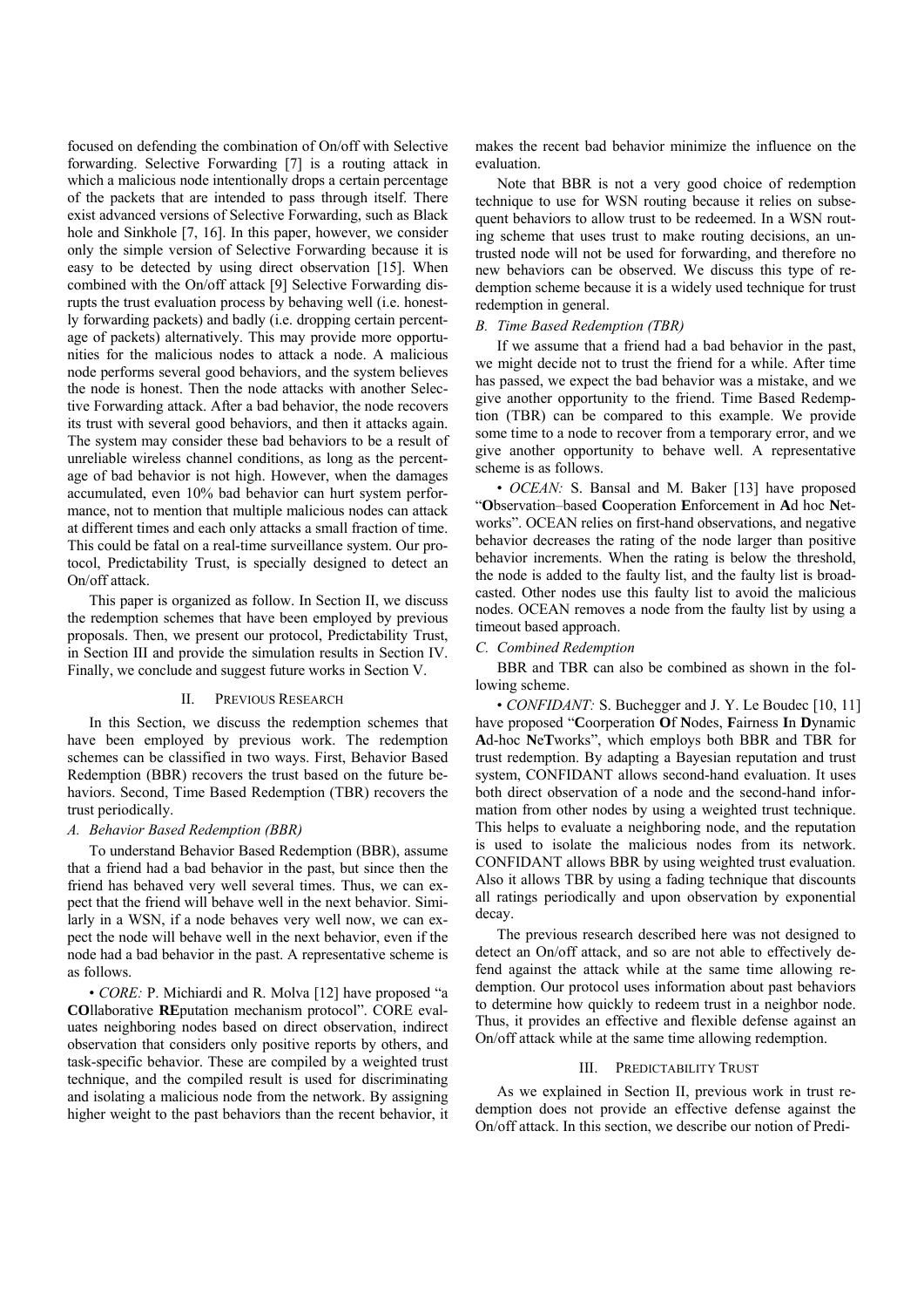focused on defending the combination of On/off with Selective forwarding. Selective Forwarding [7] is a routing attack in which a malicious node intentionally drops a certain percentage of the packets that are intended to pass through itself. There exist advanced versions of Selective Forwarding, such as Black hole and Sinkhole [7, 16]. In this paper, however, we consider only the simple version of Selective Forwarding because it is easy to be detected by using direct observation [15]. When combined with the On/off attack [9] Selective Forwarding disrupts the trust evaluation process by behaving well (i.e. honestly forwarding packets) and badly (i.e. dropping certain percentage of packets) alternatively. This may provide more opportunities for the malicious nodes to attack a node. A malicious node performs several good behaviors, and the system believes the node is honest. Then the node attacks with another Selective Forwarding attack. After a bad behavior, the node recovers its trust with several good behaviors, and then it attacks again. The system may consider these bad behaviors to be a result of unreliable wireless channel conditions, as long as the percentage of bad behavior is not high. However, when the damages accumulated, even 10% bad behavior can hurt system performance, not to mention that multiple malicious nodes can attack at different times and each only attacks a small fraction of time. This could be fatal on a real-time surveillance system. Our protocol, Predictability Trust, is specially designed to detect an On/off attack.

This paper is organized as follow. In Section II, we discuss the redemption schemes that have been employed by previous proposals. Then, we present our protocol, Predictability Trust, in Section III and provide the simulation results in Section IV. Finally, we conclude and suggest future works in Section V.

## II. Previous Research

In this Section, we discuss the redemption schemes that have been employed by previous work. The redemption schemes can be classified in two ways. First, Behavior Based Redemption (BBR) recovers the trust based on the future behaviors. Second, Time Based Redemption (TBR) recovers the trust periodically.

### A. Behavior Based Redemption (BBR)

To understand Behavior Based Redemption (BBR), assume that a friend had a bad behavior in the past, but since then the friend has behaved very well several times. Thus, we can expect that the friend will behave well in the next behavior. Similarly in a WSN, if a node behaves very well now, we can expect the node will behave well in the next behavior, even if the node had a bad behavior in the past. A representative scheme is as follows.

• *CORE:* P. Michiardi and R. Molva [12] have proposed "a **CO**llaborative **RE**putation mechanism protocol". CORE evaluates neighboring nodes based on direct observation, indirect observation that considers only positive reports by others, and task-specific behavior. These are compiled by a weighted trust technique, and the compiled result is used for discriminating and isolating a malicious node from the network. By assigning higher weight to the past behaviors than the recent behavior, it makes the recent bad behavior minimize the influence on the evaluation.

Note that BBR is not a very good choice of redemption technique to use for WSN routing because it relies on subsequent behaviors to allow trust to be redeemed. In a WSN routing scheme that uses trust to make routing decisions, an untrusted node will not be used for forwarding, and therefore no new behaviors can be observed. We discuss this type of redemption scheme because it is a widely used technique for trust redemption in general.

### B. Time Based Redemption (TBR)

If we assume that a friend had a bad behavior in the past, we might decide not to trust the friend for a while. After time has passed, we expect the bad behavior was a mistake, and we give another opportunity to the friend. Time Based Redemption (TBR) can be compared to this example. We provide some time to a node to recover from a temporary error, and we give another opportunity to behave well. A representative scheme is as follows.

• *OCEAN:* S. Bansal and M. Baker [13] have proposed "**O**bservation–based **C**ooperation **E**nforcement in **A**d hoc **N**etworks". OCEAN relies on first-hand observations, and negative behavior decreases the rating of the node larger than positive behavior increments. When the rating is below the threshold, the node is added to the faulty list, and the faulty list is broadcasted. Other nodes use this faulty list to avoid the malicious nodes. OCEAN removes a node from the faulty list by using a timeout based approach.

### C. Combined Redemption

BBR and TBR can also be combined as shown in the following scheme.

• *CONFIDANT:* S. Buchegger and J. Y. Le Boudec [10, 11] have proposed "**C**oorperation **O**f **N**odes, **F**airness **I**n **D**ynamic **A**d-hoc **N**e**T**works", which employs both BBR and TBR for trust redemption. By adapting a Bayesian reputation and trust system, CONFIDANT allows second-hand evaluation. It uses both direct observation of a node and the second-hand information from other nodes by using a weighted trust technique. This helps to evaluate a neighboring node, and the reputation is used to isolate the malicious nodes from its network. CONFIDANT allows BBR by using weighted trust evaluation. Also it allows TBR by using a fading technique that discounts all ratings periodically and upon observation by exponential decay.

The previous research described here was not designed to detect an On/off attack, and so are not able to effectively defend against the attack while at the same time allowing redemption. Our protocol uses information about past behaviors to determine how quickly to redeem trust in a neighbor node. Thus, it provides an effective and flexible defense against an On/off attack while at the same time allowing redemption.

## III. Predictability Trust

As we explained in Section II, previous work in trust redemption does not provide an effective defense against the On/off attack. In this section, we describe our notion of Predi-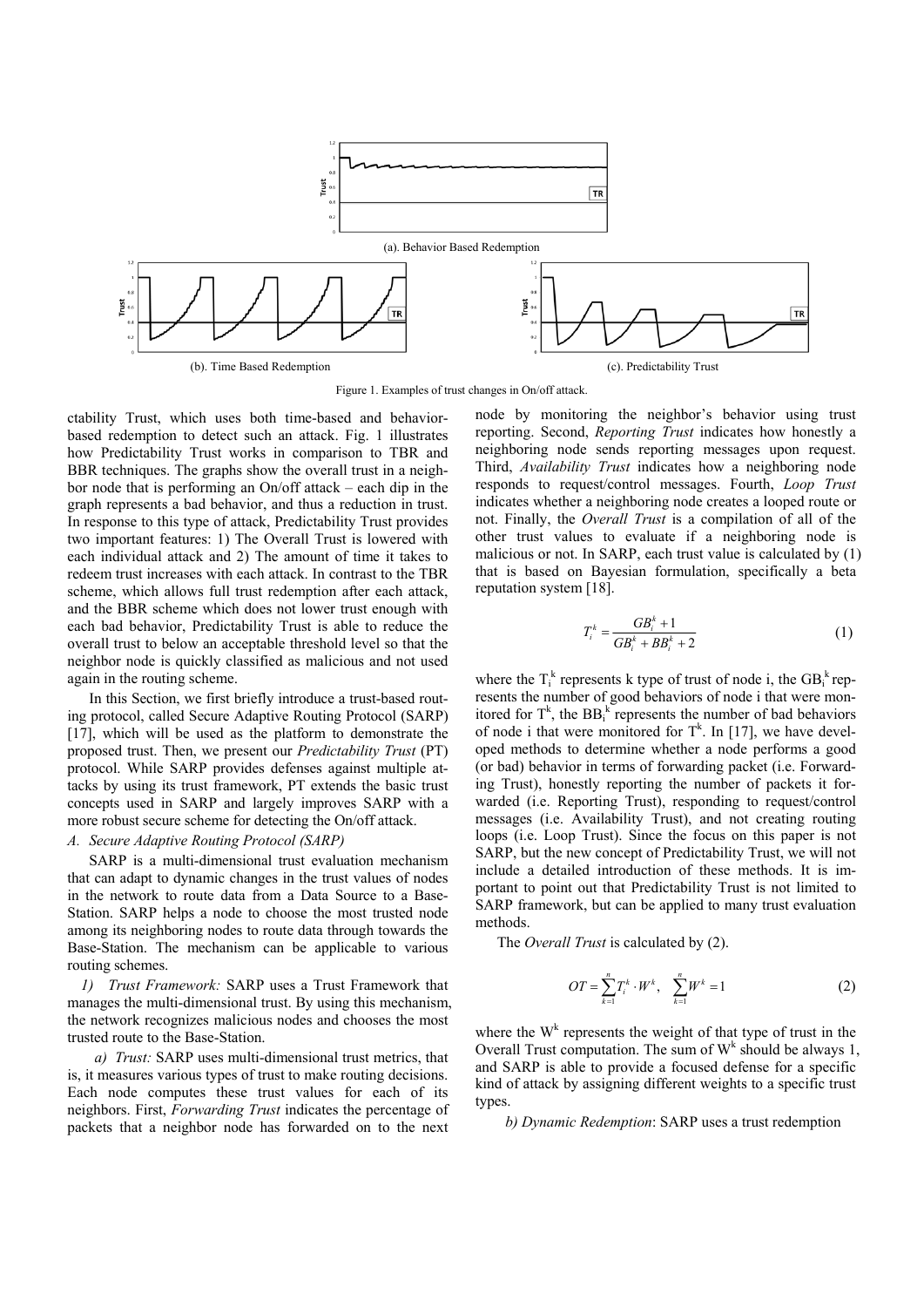(a). Behavior Based Redemption

(b). Time Based Redemption

(c). Predictability Trust

Figure 1. Examples of trust changes in On/off attack.

ctability Trust, which uses both time-based and behavior-based redemption to detect such an attack. Fig. 1 illustrates how Predictability Trust works in comparison to TBR and BBR techniques. The graphs show the overall trust in a neighbor node that is performing an On/off attack – each dip in the graph represents a bad behavior, and thus a reduction in trust. In response to this type of attack, Predictability Trust provides two important features: 1) The Overall Trust is lowered with each individual attack and 2) The amount of time it takes to redeem trust increases with each attack. In contrast to the TBR scheme, which allows full trust redemption after each attack, and the BBR scheme which does not lower trust enough with each bad behavior, Predictability Trust is able to reduce the overall trust to below an acceptable threshold level so that the neighbor node is quickly classified as malicious and not used again in the routing scheme.

In this Section, we first briefly introduce a trust-based routing protocol, called Secure Adaptive Routing Protocol (SARP) [17], which will be used as the platform to demonstrate the proposed trust. Then, we present our *Predictability Trust* (PT) protocol. While SARP provides defenses against multiple attacks by using its trust framework, PT extends the basic trust concepts used in SARP and largely improves SARP with a more robust secure scheme for detecting the On/off attack.

### A. Secure Adaptive Routing Protocol (SARP)

SARP is a multi-dimensional trust evaluation mechanism that can adapt to dynamic changes in the trust values of nodes in the network to route data from a Data Source to a Base-Station. SARP helps a node to choose the most trusted node among its neighboring nodes to route data through towards the Base-Station. The mechanism can be applicable to various routing schemes.

*1) Trust Framework:* SARP uses a Trust Framework that manages the multi-dimensional trust. By using this mechanism, the network recognizes malicious nodes and chooses the most trusted route to the Base-Station.

*a) Trust:* SARP uses multi-dimensional trust metrics, that is, it measures various types of trust to make routing decisions. Each node computes these trust values for each of its neighbors. First, *Forwarding Trust* indicates the percentage of packets that a neighbor node has forwarded on to the next node by monitoring the neighbor's behavior using trust reporting. Second, *Reporting Trust* indicates how honestly a neighboring node sends reporting messages upon request. Third, *Availability Trust* indicates how a neighboring node responds to request/control messages. Fourth, *Loop Trust* indicates whether a neighboring node creates a looped route or not. Finally, the *Overall Trust* is a compilation of all of the other trust values to evaluate if a neighboring node is malicious or not. In SARP, each trust value is calculated by (1) that is based on Bayesian formulation, specifically a beta reputation system [18].

$$T_i^k = \frac{GB_i^k + 1}{GB_i^k + BB_i^k + 2} \tag{1}$$

where the $T_i^k$ represents k type of trust of node i, the $GB_i^k$ represents the number of good behaviors of node i that were monitored for $T^k$, the $BB_i^k$ represents the number of bad behaviors of node i that were monitored for $T^k$. In [17], we have developed methods to determine whether a node performs a good (or bad) behavior in terms of forwarding packet (i.e. Forwarding Trust), honestly reporting the number of packets it forwarded (i.e. Reporting Trust), responding to request/control messages (i.e. Availability Trust), and not creating routing loops (i.e. Loop Trust). Since the focus on this paper is not SARP, but the new concept of Predictability Trust, we will not include a detailed introduction of these methods. It is important to point out that Predictability Trust is not limited to SARP framework, but can be applied to many trust evaluation methods.

The *Overall Trust* is calculated by (2).

$$OT = \sum_{k=1}^{n} T_i^k \cdot W^k, \quad \sum_{k=1}^{n} W^k = 1 \tag{2}$$

where the $W^k$ represents the weight of that type of trust in the Overall Trust computation. The sum of $W^k$ should be always 1, and SARP is able to provide a focused defense for a specific kind of attack by assigning different weights to a specific trust types.

*b) Dynamic Redemption*: SARP uses a trust redemption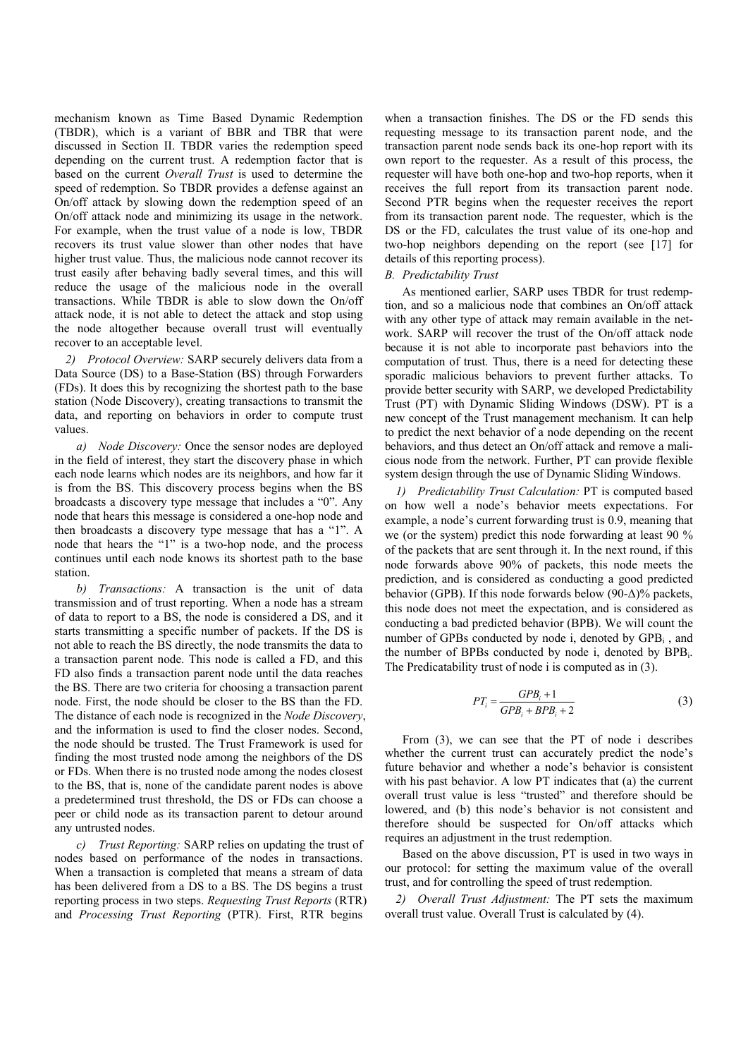mechanism known as Time Based Dynamic Redemption (TBDR), which is a variant of BBR and TBR that were discussed in Section II. TBDR varies the redemption speed depending on the current trust. A redemption factor that is based on the current *Overall Trust* is used to determine the speed of redemption. So TBDR provides a defense against an On/off attack by slowing down the redemption speed of an On/off attack node and minimizing its usage in the network. For example, when the trust value of a node is low, TBDR recovers its trust value slower than other nodes that have higher trust value. Thus, the malicious node cannot recover its trust easily after behaving badly several times, and this will reduce the usage of the malicious node in the overall transactions. While TBDR is able to slow down the On/off attack node, it is not able to detect the attack and stop using the node altogether because overall trust will eventually recover to an acceptable level.

*2) Protocol Overview:* SARP securely delivers data from a Data Source (DS) to a Base-Station (BS) through Forwarders (FDs). It does this by recognizing the shortest path to the base station (Node Discovery), creating transactions to transmit the data, and reporting on behaviors in order to compute trust values.

*a) Node Discovery:* Once the sensor nodes are deployed in the field of interest, they start the discovery phase in which each node learns which nodes are its neighbors, and how far it is from the BS. This discovery process begins when the BS broadcasts a discovery type message that includes a "0". Any node that hears this message is considered a one-hop node and then broadcasts a discovery type message that has a "1". A node that hears the "1" is a two-hop node, and the process continues until each node knows its shortest path to the base station.

*b) Transactions:* A transaction is the unit of data transmission and of trust reporting. When a node has a stream of data to report to a BS, the node is considered a DS, and it starts transmitting a specific number of packets. If the DS is not able to reach the BS directly, the node transmits the data to a transaction parent node. This node is called a FD, and this FD also finds a transaction parent node until the data reaches the BS. There are two criteria for choosing a transaction parent node. First, the node should be closer to the BS than the FD. The distance of each node is recognized in the *Node Discovery*, and the information is used to find the closer nodes. Second, the node should be trusted. The Trust Framework is used for finding the most trusted node among the neighbors of the DS or FDs. When there is no trusted node among the nodes closest to the BS, that is, none of the candidate parent nodes is above a predetermined trust threshold, the DS or FDs can choose a peer or child node as its transaction parent to detour around any untrusted nodes.

*c) Trust Reporting:* SARP relies on updating the trust of nodes based on performance of the nodes in transactions. When a transaction is completed that means a stream of data has been delivered from a DS to a BS. The DS begins a trust reporting process in two steps. *Requesting Trust Reports* (RTR) and *Processing Trust Reporting* (PTR). First, RTR begins when a transaction finishes. The DS or the FD sends this requesting message to its transaction parent node, and the transaction parent node sends back its one-hop report with its own report to the requester. As a result of this process, the requester will have both one-hop and two-hop reports, when it receives the full report from its transaction parent node. Second PTR begins when the requester receives the report from its transaction parent node. The requester, which is the DS or the FD, calculates the trust value of its one-hop and two-hop neighbors depending on the report (see [17] for details of this reporting process).

### *B. Predictability Trust*

As mentioned earlier, SARP uses TBDR for trust redemption, and so a malicious node that combines an On/off attack with any other type of attack may remain available in the network. SARP will recover the trust of the On/off attack node because it is not able to incorporate past behaviors into the computation of trust. Thus, there is a need for detecting these sporadic malicious behaviors to prevent further attacks. To provide better security with SARP, we developed Predictability Trust (PT) with Dynamic Sliding Windows (DSW). PT is a new concept of the Trust management mechanism. It can help to predict the next behavior of a node depending on the recent behaviors, and thus detect an On/off attack and remove a malicious node from the network. Further, PT can provide flexible system design through the use of Dynamic Sliding Windows.

*1) Predictability Trust Calculation:* PT is computed based on how well a node's behavior meets expectations. For example, a node's current forwarding trust is 0.9, meaning that we (or the system) predict this node forwarding at least 90 % of the packets that are sent through it. In the next round, if this node forwards above 90% of packets, this node meets the prediction, and is considered as conducting a good predicted behavior (GPB). If this node forwards below (90-Δ)% packets, this node does not meet the expectation, and is considered as conducting a bad predicted behavior (BPB). We will count the number of GPBs conducted by node i, denoted by $GPB_i$ , and the number of BPBs conducted by node i, denoted by $BPB_i$. The Predicatability trust of node i is computed as in (3).

$$PT_i = \frac{GPB_i + 1}{GPB_i + BPB_i + 2} \tag{3}$$

From (3), we can see that the PT of node i describes whether the current trust can accurately predict the node's future behavior and whether a node's behavior is consistent with his past behavior. A low PT indicates that (a) the current overall trust value is less "trusted" and therefore should be lowered, and (b) this node's behavior is not consistent and therefore should be suspected for On/off attacks which requires an adjustment in the trust redemption.

Based on the above discussion, PT is used in two ways in our protocol: for setting the maximum value of the overall trust, and for controlling the speed of trust redemption.

*2) Overall Trust Adjustment:* The PT sets the maximum overall trust value. Overall Trust is calculated by (4).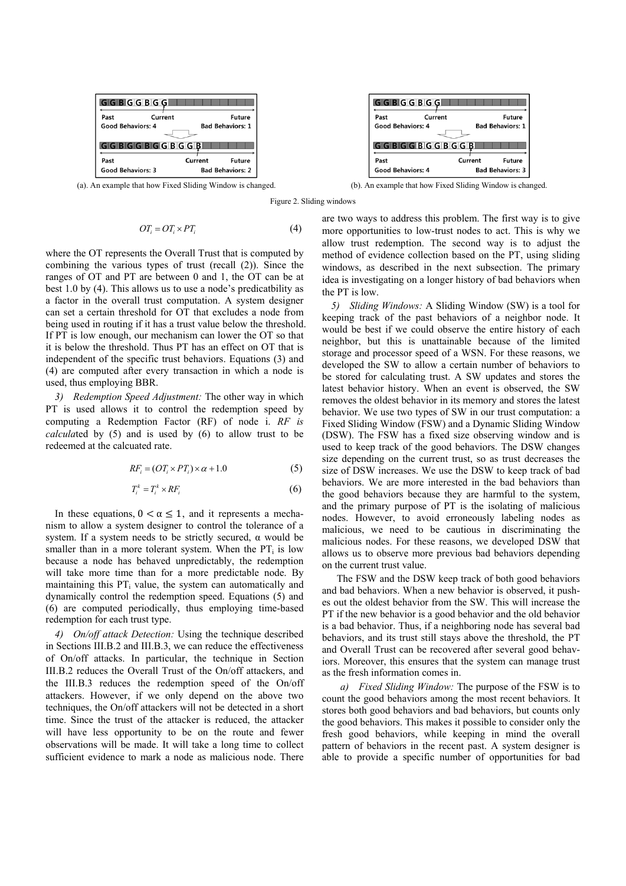(a). An example that how Fixed Sliding Window is changed.

(b). An example that how Fixed Sliding Window is changed.

Figure 2. Sliding windows

$$OT_i = OT_i \times PT_i \quad (4)$$

where the OT represents the Overall Trust that is computed by combining the various types of trust (recall (2)). Since the ranges of OT and PT are between 0 and 1, the OT can be at best 1.0 by (4). This allows us to use a node's predicatbility as a factor in the overall trust computation. A system designer can set a certain threshold for OT that excludes a node from being used in routing if it has a trust value below the threshold. If PT is low enough, our mechanism can lower the OT so that it is below the threshold. Thus PT has an effect on OT that is independent of the specific trust behaviors. Equations (3) and (4) are computed after every transaction in which a node is used, thus employing BBR.

*3) Redemption Speed Adjustment:* The other way in which PT is used allows it to control the redemption speed by computing a Redemption Factor (RF) of node i. *RF is calcula*ted by (5) and is used by (6) to allow trust to be redeemed at the calcuated rate.

$$RF_i = (OT_i \times PT_i) \times \alpha + 1.0 \quad (5)$$

$$T_i^k = T_i^k \times RF_i \quad (6)$$

In these equations, $0 < \alpha \leq 1$, and it represents a mechanism to allow a system designer to control the tolerance of a system. If a system needs to be strictly secured, α would be smaller than in a more tolerant system. When the $PT_i$ is low because a node has behaved unpredictably, the redemption will take more time than for a more predictable node. By maintaining this $PT_i$ value, the system can automatically and dynamically control the redemption speed. Equations (5) and (6) are computed periodically, thus employing time-based redemption for each trust type.

*4) On/off attack Detection:* Using the technique described in Sections III.B.2 and III.B.3, we can reduce the effectiveness of On/off attacks. In particular, the technique in Section III.B.2 reduces the Overall Trust of the On/off attackers, and the III.B.3 reduces the redemption speed of the On/off attackers. However, if we only depend on the above two techniques, the On/off attackers will not be detected in a short time. Since the trust of the attacker is reduced, the attacker will have less opportunity to be on the route and fewer observations will be made. It will take a long time to collect sufficient evidence to mark a node as malicious node. There are two ways to address this problem. The first way is to give more opportunities to low-trust nodes to act. This is why we allow trust redemption. The second way is to adjust the method of evidence collection based on the PT, using sliding windows, as described in the next subsection. The primary idea is investigating on a longer history of bad behaviors when the PT is low.

*5) Sliding Windows:* A Sliding Window (SW) is a tool for keeping track of the past behaviors of a neighbor node. It would be best if we could observe the entire history of each neighbor, but this is unattainable because of the limited storage and processor speed of a WSN. For these reasons, we developed the SW to allow a certain number of behaviors to be stored for calculating trust. A SW updates and stores the latest behavior history. When an event is observed, the SW removes the oldest behavior in its memory and stores the latest behavior. We use two types of SW in our trust computation: a Fixed Sliding Window (FSW) and a Dynamic Sliding Window (DSW). The FSW has a fixed size observing window and is used to keep track of the good behaviors. The DSW changes size depending on the current trust, so as trust decreases the size of DSW increases. We use the DSW to keep track of bad behaviors. We are more interested in the bad behaviors than the good behaviors because they are harmful to the system, and the primary purpose of PT is the isolating of malicious nodes. However, to avoid erroneously labeling nodes as malicious, we need to be cautious in discriminating the malicious nodes. For these reasons, we developed DSW that allows us to observe more previous bad behaviors depending on the current trust value.

The FSW and the DSW keep track of both good behaviors and bad behaviors. When a new behavior is observed, it pushes out the oldest behavior from the SW. This will increase the PT if the new behavior is a good behavior and the old behavior is a bad behavior. Thus, if a neighboring node has several bad behaviors, and its trust still stays above the threshold, the PT and Overall Trust can be recovered after several good behaviors. Moreover, this ensures that the system can manage trust as the fresh information comes in.

*a) Fixed Sliding Window:* The purpose of the FSW is to count the good behaviors among the most recent behaviors. It stores both good behaviors and bad behaviors, but counts only the good behaviors. This makes it possible to consider only the fresh good behaviors, while keeping in mind the overall pattern of behaviors in the recent past. A system designer is able to provide a specific number of opportunities for bad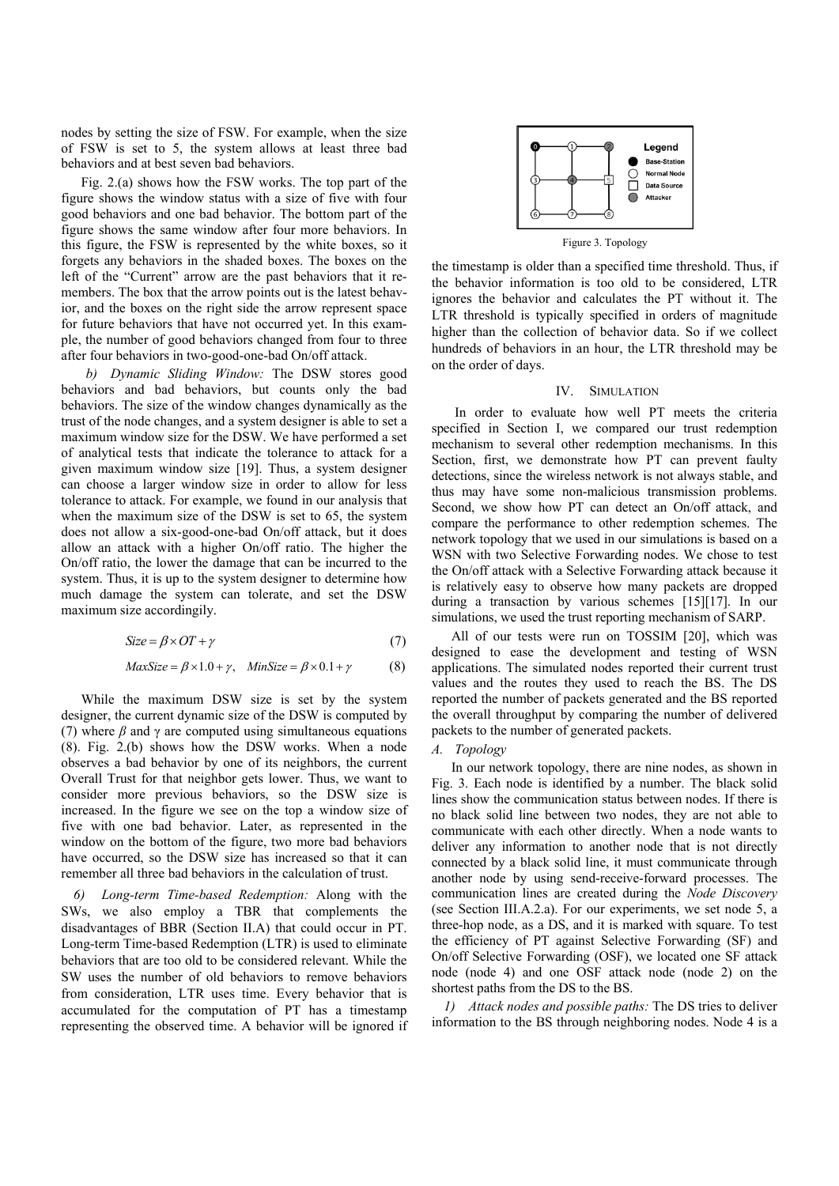nodes by setting the size of FSW. For example, when the size of FSW is set to 5, the system allows at least three bad behaviors and at best seven bad behaviors.

Fig. 2.(a) shows how the FSW works. The top part of the figure shows the window status with a size of five with four good behaviors and one bad behavior. The bottom part of the figure shows the same window after four more behaviors. In this figure, the FSW is represented by the white boxes, so it forgets any behaviors in the shaded boxes. The boxes on the left of the "Current" arrow are the past behaviors that it remembers. The box that the arrow points out is the latest behavior, and the boxes on the right side the arrow represent space for future behaviors that have not occurred yet. In this example, the number of good behaviors changed from four to three after four behaviors in two-good-one-bad On/off attack.

*b) Dynamic Sliding Window:* The DSW stores good behaviors and bad behaviors, but counts only the bad behaviors. The size of the window changes dynamically as the trust of the node changes, and a system designer is able to set a maximum window size for the DSW. We have performed a set of analytical tests that indicate the tolerance to attack for a given maximum window size [19]. Thus, a system designer can choose a larger window size in order to allow for less tolerance to attack. For example, we found in our analysis that when the maximum size of the DSW is set to 65, the system does not allow a six-good-one-bad On/off attack, but it does allow an attack with a higher On/off ratio. The higher the On/off ratio, the lower the damage that can be incurred to the system. Thus, it is up to the system designer to determine how much damage the system can tolerate, and set the DSW maximum size accordingily.

$$Size = \beta \times OT + \gamma \tag{7}$$

$$MaxSize = \beta \times 1.0 + \gamma, \quad MinSize = \beta \times 0.1 + \gamma \tag{8}$$

While the maximum DSW size is set by the system designer, the current dynamic size of the DSW is computed by (7) where $\beta$ and $\gamma$ are computed using simultaneous equations (8). Fig. 2.(b) shows how the DSW works. When a node observes a bad behavior by one of its neighbors, the current Overall Trust for that neighbor gets lower. Thus, we want to consider more previous behaviors, so the DSW size is increased. In the figure we see on the top a window size of five with one bad behavior. Later, as represented in the window on the bottom of the figure, two more bad behaviors have occurred, so the DSW size has increased so that it can remember all three bad behaviors in the calculation of trust.

*6) Long-term Time-based Redemption:* Along with the SWs, we also employ a TBR that complements the disadvantages of BBR (Section II.A) that could occur in PT. Long-term Time-based Redemption (LTR) is used to eliminate behaviors that are too old to be considered relevant. While the SW uses the number of old behaviors to remove behaviors from consideration, LTR uses time. Every behavior that is accumulated for the computation of PT has a timestamp representing the observed time. A behavior will be ignored if the timestamp is older than a specified time threshold. Thus, if the behavior information is too old to be considered, LTR ignores the behavior and calculates the PT without it. The LTR threshold is typically specified in orders of magnitude higher than the collection of behavior data. So if we collect hundreds of behaviors in an hour, the LTR threshold may be on the order of days.

Figure 3. Topology

## IV. Simulation

In order to evaluate how well PT meets the criteria specified in Section I, we compared our trust redemption mechanism to several other redemption mechanisms. In this Section, first, we demonstrate how PT can prevent faulty detections, since the wireless network is not always stable, and thus may have some non-malicious transmission problems. Second, we show how PT can detect an On/off attack, and compare the performance to other redemption schemes. The network topology that we used in our simulations is based on a WSN with two Selective Forwarding nodes. We chose to test the On/off attack with a Selective Forwarding attack because it is relatively easy to observe how many packets are dropped during a transaction by various schemes [15][17]. In our simulations, we used the trust reporting mechanism of SARP.

All of our tests were run on TOSSIM [20], which was designed to ease the development and testing of WSN applications. The simulated nodes reported their current trust values and the routes they used to reach the BS. The DS reported the number of packets generated and the BS reported the overall throughput by comparing the number of delivered packets to the number of generated packets.

### *A. Topology*

In our network topology, there are nine nodes, as shown in Fig. 3. Each node is identified by a number. The black solid lines show the communication status between nodes. If there is no black solid line between two nodes, they are not able to communicate with each other directly. When a node wants to deliver any information to another node that is not directly connected by a black solid line, it must communicate through another node by using send-receive-forward processes. The communication lines are created during the *Node Discovery* (see Section III.A.2.a). For our experiments, we set node 5, a three-hop node, as a DS, and it is marked with square. To test the efficiency of PT against Selective Forwarding (SF) and On/off Selective Forwarding (OSF), we located one SF attack node (node 4) and one OSF attack node (node 2) on the shortest paths from the DS to the BS.

*1) Attack nodes and possible paths:* The DS tries to deliver information to the BS through neighboring nodes. Node 4 is a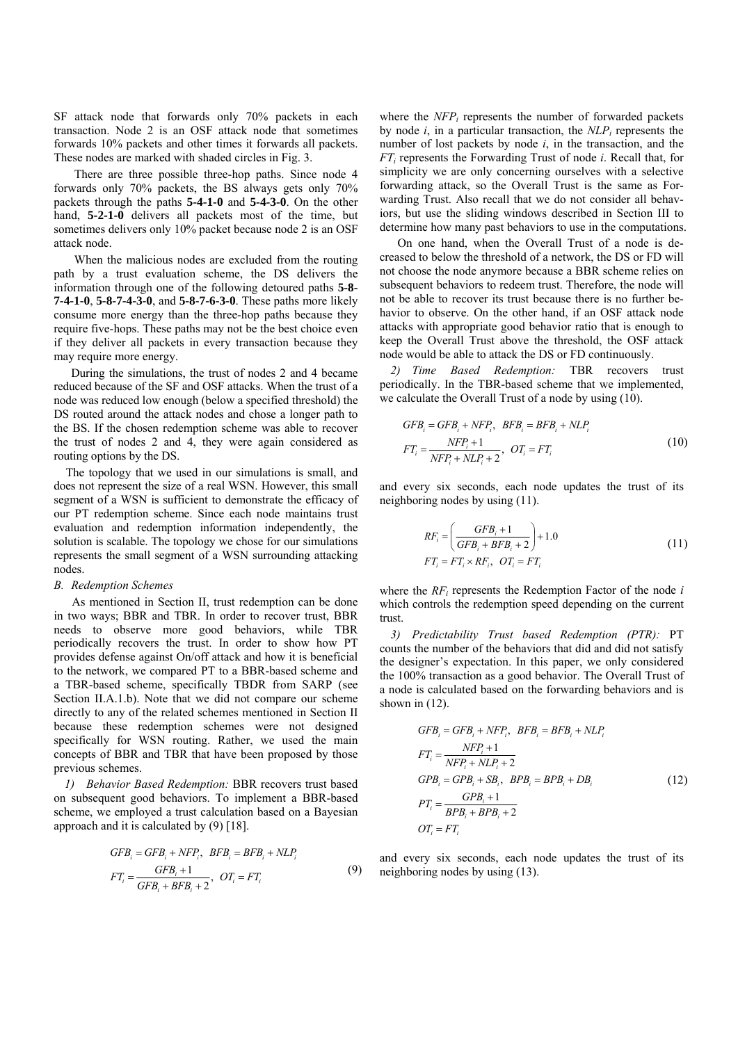SF attack node that forwards only 70% packets in each transaction. Node 2 is an OSF attack node that sometimes forwards 10% packets and other times it forwards all packets. These nodes are marked with shaded circles in Fig. 3.

There are three possible three-hop paths. Since node 4 forwards only 70% packets, the BS always gets only 70% packets through the paths **5-4-1-0** and **5-4-3-0**. On the other hand, **5-2-1-0** delivers all packets most of the time, but sometimes delivers only 10% packet because node 2 is an OSF attack node.

When the malicious nodes are excluded from the routing path by a trust evaluation scheme, the DS delivers the information through one of the following detoured paths **5-8-7-4-1-0**, **5-8-7-4-3-0**, and **5-8-7-6-3-0**. These paths more likely consume more energy than the three-hop paths because they require five-hops. These paths may not be the best choice even if they deliver all packets in every transaction because they may require more energy.

During the simulations, the trust of nodes 2 and 4 became reduced because of the SF and OSF attacks. When the trust of a node was reduced low enough (below a specified threshold) the DS routed around the attack nodes and chose a longer path to the BS. If the chosen redemption scheme was able to recover the trust of nodes 2 and 4, they were again considered as routing options by the DS.

The topology that we used in our simulations is small, and does not represent the size of a real WSN. However, this small segment of a WSN is sufficient to demonstrate the efficacy of our PT redemption scheme. Since each node maintains trust evaluation and redemption information independently, the solution is scalable. The topology we chose for our simulations represents the small segment of a WSN surrounding attacking nodes.

### *B. Redemption Schemes*

As mentioned in Section II, trust redemption can be done in two ways; BBR and TBR. In order to recover trust, BBR needs to observe more good behaviors, while TBR periodically recovers the trust. In order to show how PT provides defense against On/off attack and how it is beneficial to the network, we compared PT to a BBR-based scheme and a TBR-based scheme, specifically TBDR from SARP (see Section II.A.1.b). Note that we did not compare our scheme directly to any of the related schemes mentioned in Section II because these redemption schemes were not designed specifically for WSN routing. Rather, we used the main concepts of BBR and TBR that have been proposed by those previous schemes.

*1) Behavior Based Redemption:* BBR recovers trust based on subsequent good behaviors. To implement a BBR-based scheme, we employed a trust calculation based on a Bayesian approach and it is calculated by (9) [18].

$$
\begin{aligned}
&GFB_i = GFB_i + NFP_i,\ \ BFB_i = BFB_i + NLP_i \\
&FT_i = \frac{GFB_i + 1}{GFB_i + BFB_i + 2},\ \ OT_i = FT_i
\end{aligned}
\tag{9}
$$

where the $NFP_i$ represents the number of forwarded packets by node $i$, in a particular transaction, the $NLP_i$ represents the number of lost packets by node $i$, in the transaction, and the $FT_i$ represents the Forwarding Trust of node $i$. Recall that, for simplicity we are only concerning ourselves with a selective forwarding attack, so the Overall Trust is the same as Forwarding Trust. Also recall that we do not consider all behaviors, but use the sliding windows described in Section III to determine how many past behaviors to use in the computations.

On one hand, when the Overall Trust of a node is decreased to below the threshold of a network, the DS or FD will not choose the node anymore because a BBR scheme relies on subsequent behaviors to redeem trust. Therefore, the node will not be able to recover its trust because there is no further behavior to observe. On the other hand, if an OSF attack node attacks with appropriate good behavior ratio that is enough to keep the Overall Trust above the threshold, the OSF attack node would be able to attack the DS or FD continuously.

*2) Time Based Redemption:* TBR recovers trust periodically. In the TBR-based scheme that we implemented, we calculate the Overall Trust of a node by using (10).

$$
\begin{aligned}
&GFB_i = GFB_i + NFP_i,\ \ BFB_i = BFB_i + NLP_i \\
&FT_i = \frac{NFP_i + 1}{NFP_i + NLP_i + 2},\ \ OT_i = FT_i
\end{aligned}
\tag{10}
$$

and every six seconds, each node updates the trust of its neighboring nodes by using (11).

$$
\begin{aligned}
&RF_i = \left(\frac{GFB_i + 1}{GFB_i + BFB_i + 2}\right) + 1.0 \\
&FT_i = FT_i \times RF_i,\ \ OT_i = FT_i
\end{aligned}
\tag{11}
$$

where the $RF_i$ represents the Redemption Factor of the node $i$ which controls the redemption speed depending on the current trust.

*3) Predictability Trust based Redemption (PTR):* PT counts the number of the behaviors that did and did not satisfy the designer's expectation. In this paper, we only considered the 100% transaction as a good behavior. The Overall Trust of a node is calculated based on the forwarding behaviors and is shown in (12).

$$
\begin{aligned}
&GFB_i = GFB_i + NFP_i,\ \ BFB_i = BFB_i + NLP_i \\
&FT_i = \frac{NFP_i + 1}{NFP_i + NLP_i + 2} \\
&GPB_i = GPB_i + SB_i,\ \ BPB_i = BPB_i + DB_i \\
&PT_i = \frac{GPB_i + 1}{BPB_i + BPB_i + 2} \\
&OT_i = FT_i
\end{aligned}
\tag{12}
$$

and every six seconds, each node updates the trust of its neighboring nodes by using (13).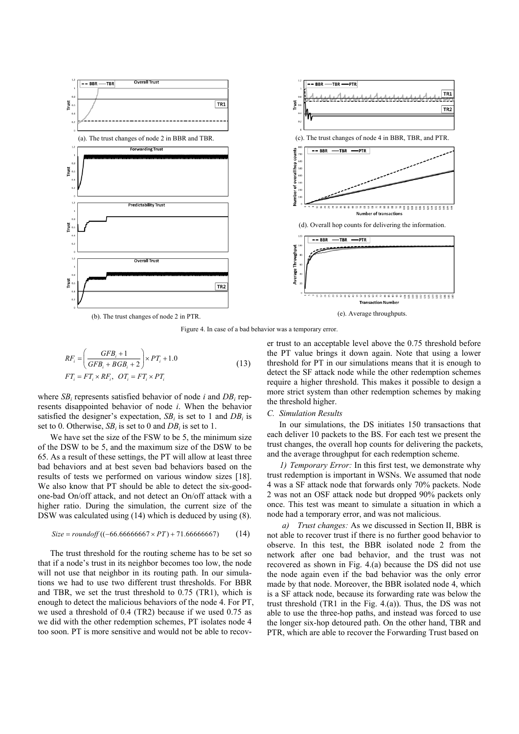(a). The trust changes of node 2 in BBR and TBR.

(b). The trust changes of node 2 in PTR.

(c). The trust changes of node 4 in BBR, TBR, and PTR.

(d). Overall hop counts for delivering the information.

(e). Average throughputs.

Figure 4. In case of a bad behavior was a temporary error.

$$RF_i = \left( \frac{GFB_i + 1}{GFB_i + BGB_i + 2} \right) \times PT_i + 1.0$$
$$FT_i = FT_i \times RF_i, \quad OT_i = FT_i \times PT_i \tag{13}$$

where $SB_i$ represents satisfied behavior of node $i$ and $DB_i$ represents disappointed behavior of node $i$. When the behavior satisfied the designer's expectation, $SB_i$ is set to 1 and $DB_i$ is set to 0. Otherwise, $SB_i$ is set to 0 and $DB_i$ is set to 1.

We have set the size of the FSW to be 5, the minimum size of the DSW to be 5, and the maximum size of the DSW to be 65. As a result of these settings, the PT will allow at least three bad behaviors and at best seven bad behaviors based on the results of tests we performed on various window sizes [18]. We also know that PT should be able to detect the six-good-one-bad On/off attack, and not detect an On/off attack with a higher ratio. During the simulation, the current size of the DSW was calculated using (14) which is deduced by using (8).

$$Size = roundoff\,((-66.66666667 \times PT) + 71.66666667) \tag{14}$$

The trust threshold for the routing scheme has to be set so that if a node's trust in its neighbor becomes too low, the node will not use that neighbor in its routing path. In our simulations we had to use two different trust thresholds. For BBR and TBR, we set the trust threshold to 0.75 (TR1), which is enough to detect the malicious behaviors of the node 4. For PT, we used a threshold of 0.4 (TR2) because if we used 0.75 as we did with the other redemption schemes, PT isolates node 4 too soon. PT is more sensitive and would not be able to recover trust to an acceptable level above the 0.75 threshold before the PT value brings it down again. Note that using a lower threshold for PT in our simulations means that it is enough to detect the SF attack node while the other redemption schemes require a higher threshold. This makes it possible to design a more strict system than other redemption schemes by making the threshold higher.

### C. Simulation Results

In our simulations, the DS initiates 150 transactions that each deliver 10 packets to the BS. For each test we present the trust changes, the overall hop counts for delivering the packets, and the average throughput for each redemption scheme.

*1) Temporary Error:* In this first test, we demonstrate why trust redemption is important in WSNs. We assumed that node 4 was a SF attack node that forwards only 70% packets. Node 2 was not an OSF attack node but dropped 90% packets only once. This test was meant to simulate a situation in which a node had a temporary error, and was not malicious.

*a) Trust changes:* As we discussed in Section II, BBR is not able to recover trust if there is no further good behavior to observe. In this test, the BBR isolated node 2 from the network after one bad behavior, and the trust was not recovered as shown in Fig. 4.(a) because the DS did not use the node again even if the bad behavior was the only error made by that node. Moreover, the BBR isolated node 4, which is a SF attack node, because its forwarding rate was below the trust threshold (TR1 in the Fig. 4.(a)). Thus, the DS was not able to use the three-hop paths, and instead was forced to use the longer six-hop detoured path. On the other hand, TBR and PTR, which are able to recover the Forwarding Trust based on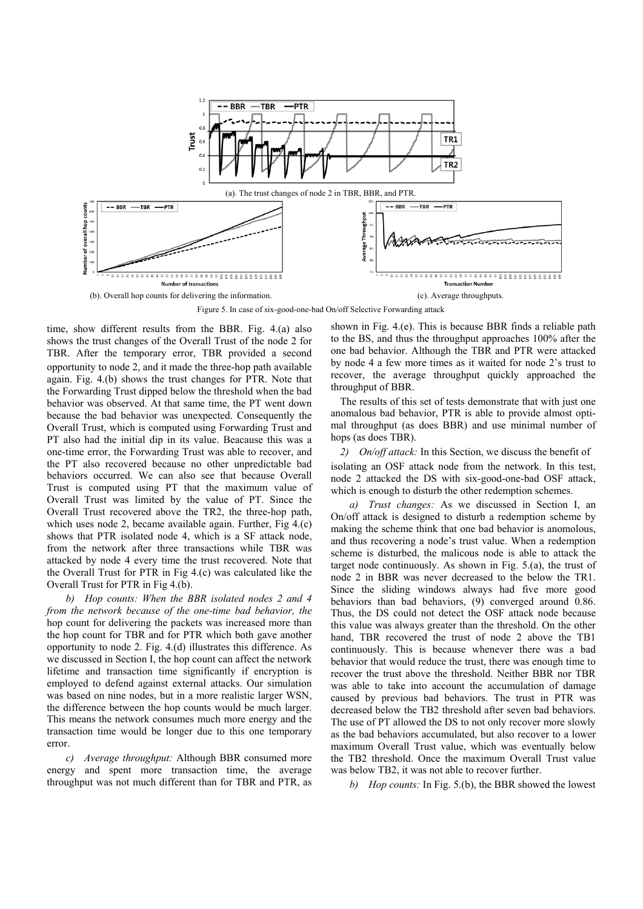(a). The trust changes of node 2 in TBR, BBR, and PTR.

(b). Overall hop counts for delivering the information.

(c). Average throughputs.

Figure 5. In case of six-good-one-bad On/off Selective Forwarding attack

time, show different results from the BBR. Fig. 4.(a) also shows the trust changes of the Overall Trust of the node 2 for TBR. After the temporary error, TBR provided a second opportunity to node 2, and it made the three-hop path available again. Fig. 4.(b) shows the trust changes for PTR. Note that the Forwarding Trust dipped below the threshold when the bad behavior was observed. At that same time, the PT went down because the bad behavior was unexpected. Consequently the Overall Trust, which is computed using Forwarding Trust and PT also had the initial dip in its value. Beacause this was a one-time error, the Forwarding Trust was able to recover, and the PT also recovered because no other unpredictable bad behaviors occurred. We can also see that because Overall Trust is computed using PT that the maximum value of Overall Trust was limited by the value of PT. Since the Overall Trust recovered above the TR2, the three-hop path, which uses node 2, became available again. Further, Fig 4.(c) shows that PTR isolated node 4, which is a SF attack node, from the network after three transactions while TBR was attacked by node 4 every time the trust recovered. Note that the Overall Trust for PTR in Fig 4.(c) was calculated like the Overall Trust for PTR in Fig 4.(b).

*b) Hop counts: When the BBR isolated nodes 2 and 4 from the network because of the one-time bad behavior, the* hop count for delivering the packets was increased more than the hop count for TBR and for PTR which both gave another opportunity to node 2. Fig. 4.(d) illustrates this difference. As we discussed in Section I, the hop count can affect the network lifetime and transaction time significantly if encryption is employed to defend against external attacks. Our simulation was based on nine nodes, but in a more realistic larger WSN, the difference between the hop counts would be much larger. This means the network consumes much more energy and the transaction time would be longer due to this one temporary error.

*c) Average throughput:* Although BBR consumed more energy and spent more transaction time, the average throughput was not much different than for TBR and PTR, as shown in Fig. 4.(e). This is because BBR finds a reliable path to the BS, and thus the throughput approaches 100% after the one bad behavior. Although the TBR and PTR were attacked by node 4 a few more times as it waited for node 2's trust to recover, the average throughput quickly approached the throughput of BBR.

The results of this set of tests demonstrate that with just one anomalous bad behavior, PTR is able to provide almost optimal throughput (as does BBR) and use minimal number of hops (as does TBR).

*2) On/off attack:* In this Section, we discuss the benefit of isolating an OSF attack node from the network. In this test, node 2 attacked the DS with six-good-one-bad OSF attack, which is enough to disturb the other redemption schemes.

*a) Trust changes:* As we discussed in Section I, an On/off attack is designed to disturb a redemption scheme by making the scheme think that one bad behavior is anomolous, and thus recovering a node's trust value. When a redemption scheme is disturbed, the malicous node is able to attack the target node continuously. As shown in Fig. 5.(a), the trust of node 2 in BBR was never decreased to the below the TR1. Since the sliding windows always had five more good behaviors than bad behaviors, (9) converged around 0.86. Thus, the DS could not detect the OSF attack node because this value was always greater than the threshold. On the other hand, TBR recovered the trust of node 2 above the TB1 continuously. This is because whenever there was a bad behavior that would reduce the trust, there was enough time to recover the trust above the threshold. Neither BBR nor TBR was able to take into account the accumulation of damage caused by previous bad behaviors. The trust in PTR was decreased below the TB2 threshold after seven bad behaviors. The use of PT allowed the DS to not only recover more slowly as the bad behaviors accumulated, but also recover to a lower maximum Overall Trust value, which was eventually below the TB2 threshold. Once the maximum Overall Trust value was below TB2, it was not able to recover further.

*b) Hop counts:* In Fig. 5.(b), the BBR showed the lowest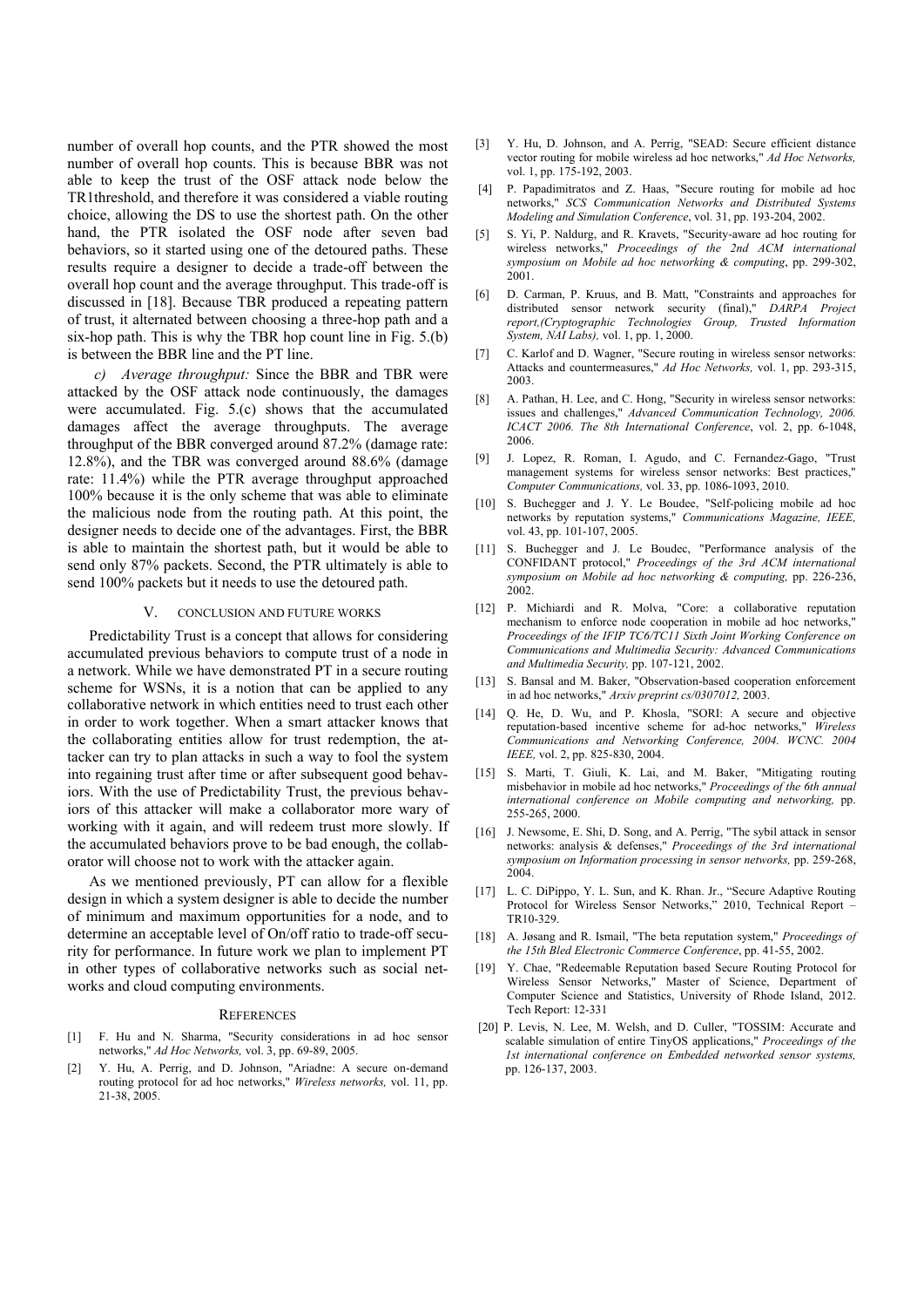number of overall hop counts, and the PTR showed the most number of overall hop counts. This is because BBR was not able to keep the trust of the OSF attack node below the TR1threshold, and therefore it was considered a viable routing choice, allowing the DS to use the shortest path. On the other hand, the PTR isolated the OSF node after seven bad behaviors, so it started using one of the detoured paths. These results require a designer to decide a trade-off between the overall hop count and the average throughput. This trade-off is discussed in [18]. Because TBR produced a repeating pattern of trust, it alternated between choosing a three-hop path and a six-hop path. This is why the TBR hop count line in Fig. 5.(b) is between the BBR line and the PT line.

*c) Average throughput:* Since the BBR and TBR were attacked by the OSF attack node continuously, the damages were accumulated. Fig. 5.(c) shows that the accumulated damages affect the average throughputs. The average throughput of the BBR converged around 87.2% (damage rate: 12.8%), and the TBR was converged around 88.6% (damage rate: 11.4%) while the PTR average throughput approached 100% because it is the only scheme that was able to eliminate the malicious node from the routing path. At this point, the designer needs to decide one of the advantages. First, the BBR is able to maintain the shortest path, but it would be able to send only 87% packets. Second, the PTR ultimately is able to send 100% packets but it needs to use the detoured path.

## V. Conclusion and Future Works

Predictability Trust is a concept that allows for considering accumulated previous behaviors to compute trust of a node in a network. While we have demonstrated PT in a secure routing scheme for WSNs, it is a notion that can be applied to any collaborative network in which entities need to trust each other in order to work together. When a smart attacker knows that the collaborating entities allow for trust redemption, the attacker can try to plan attacks in such a way to fool the system into regaining trust after time or after subsequent good behaviors. With the use of Predictability Trust, the previous behaviors of this attacker will make a collaborator more wary of working with it again, and will redeem trust more slowly. If the accumulated behaviors prove to be bad enough, the collaborator will choose not to work with the attacker again.

As we mentioned previously, PT can allow for a flexible design in which a system designer is able to decide the number of minimum and maximum opportunities for a node, and to determine an acceptable level of On/off ratio to trade-off security for performance. In future work we plan to implement PT in other types of collaborative networks such as social networks and cloud computing environments.

## References

[1] F. Hu and N. Sharma, "Security considerations in ad hoc sensor networks," *Ad Hoc Networks,* vol. 3, pp. 69-89, 2005.

[2] Y. Hu, A. Perrig, and D. Johnson, "Ariadne: A secure on-demand routing protocol for ad hoc networks," *Wireless networks,* vol. 11, pp. 21-38, 2005.

[3] Y. Hu, D. Johnson, and A. Perrig, "SEAD: Secure efficient distance vector routing for mobile wireless ad hoc networks," *Ad Hoc Networks,* vol. 1, pp. 175-192, 2003.

[4] P. Papadimitratos and Z. Haas, "Secure routing for mobile ad hoc networks," *SCS Communication Networks and Distributed Systems Modeling and Simulation Conference*, vol. 31, pp. 193-204, 2002.

[5] S. Yi, P. Naldurg, and R. Kravets, "Security-aware ad hoc routing for wireless networks," *Proceedings of the 2nd ACM international symposium on Mobile ad hoc networking & computing*, pp. 299-302, 2001.

[6] D. Carman, P. Kruus, and B. Matt, "Constraints and approaches for distributed sensor network security (final)," *DARPA Project report,(Cryptographic Technologies Group, Trusted Information System, NAI Labs),* vol. 1, pp. 1, 2000.

[7] C. Karlof and D. Wagner, "Secure routing in wireless sensor networks: Attacks and countermeasures," *Ad Hoc Networks,* vol. 1, pp. 293-315, 2003.

[8] A. Pathan, H. Lee, and C. Hong, "Security in wireless sensor networks: issues and challenges," *Advanced Communication Technology, 2006. ICACT 2006. The 8th International Conference*, vol. 2, pp. 6-1048, 2006.

[9] J. Lopez, R. Roman, I. Agudo, and C. Fernandez-Gago, "Trust management systems for wireless sensor networks: Best practices," *Computer Communications,* vol. 33, pp. 1086-1093, 2010.

[10] S. Buchegger and J. Y. Le Boudee, "Self-policing mobile ad hoc networks by reputation systems," *Communications Magazine, IEEE,* vol. 43, pp. 101-107, 2005.

[11] S. Buchegger and J. Le Boudec, "Performance analysis of the CONFIDANT protocol," *Proceedings of the 3rd ACM international symposium on Mobile ad hoc networking & computing,* pp. 226-236, 2002.

[12] P. Michiardi and R. Molva, "Core: a collaborative reputation mechanism to enforce node cooperation in mobile ad hoc networks," *Proceedings of the IFIP TC6/TC11 Sixth Joint Working Conference on Communications and Multimedia Security: Advanced Communications and Multimedia Security,* pp. 107-121, 2002.

[13] S. Bansal and M. Baker, "Observation-based cooperation enforcement in ad hoc networks," *Arxiv preprint cs/0307012,* 2003.

[14] Q. He, D. Wu, and P. Khosla, "SORI: A secure and objective reputation-based incentive scheme for ad-hoc networks," *Wireless Communications and Networking Conference, 2004. WCNC. 2004 IEEE,* vol. 2, pp. 825-830, 2004.

[15] S. Marti, T. Giuli, K. Lai, and M. Baker, "Mitigating routing misbehavior in mobile ad hoc networks," *Proceedings of the 6th annual international conference on Mobile computing and networking,* pp. 255-265, 2000.

[16] J. Newsome, E. Shi, D. Song, and A. Perrig, "The sybil attack in sensor networks: analysis & defenses," *Proceedings of the 3rd international symposium on Information processing in sensor networks,* pp. 259-268, 2004.

[17] L. C. DiPippo, Y. L. Sun, and K. Rhan. Jr., "Secure Adaptive Routing Protocol for Wireless Sensor Networks," 2010, Technical Report – TR10-329.

[18] A. Jøsang and R. Ismail, "The beta reputation system," *Proceedings of the 15th Bled Electronic Commerce Conference*, pp. 41-55, 2002.

[19] Y. Chae, "Redeemable Reputation based Secure Routing Protocol for Wireless Sensor Networks," Master of Science, Department of Computer Science and Statistics, University of Rhode Island, 2012. Tech Report: 12-331

[20] P. Levis, N. Lee, M. Welsh, and D. Culler, "TOSSIM: Accurate and scalable simulation of entire TinyOS applications," *Proceedings of the 1st international conference on Embedded networked sensor systems,* pp. 126-137, 2003.